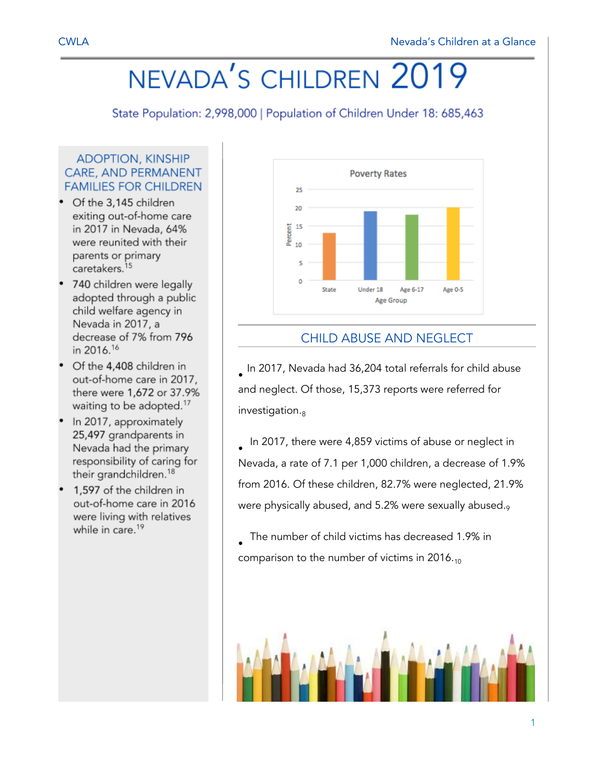# NEVADA'S CHILDREN 2019

State Population: 2,998,000 | Population of Children Under 18: 685,463

## ADOPTION, KINSHIP CARE, AND PERMANENT FAMILIES FOR CHILDREN

- Of the 3,145 children exiting out-of-home care in 2017 in Nevada, 64% were reunited with their parents or primary caretakers.[15]
- 740 children were legally adopted through a public child welfare agency in Nevada in 2017, a decrease of 7% from 796 in 2016.[16]
- Of the 4,408 children in out-of-home care in 2017, there were 1,672 or 37.9% waiting to be adopted.[17]
- In 2017, approximately 25,497 grandparents in Nevada had the primary responsibility of caring for their grandchildren.[18]
- 1,597 of the children in out-of-home care in 2016 were living with relatives while in care.[19]

Poverty Rates

## CHILD ABUSE AND NEGLECT

- In 2017, Nevada had 36,204 total referrals for child abuse and neglect. Of those, 15,373 reports were referred for investigation.[8]
- In 2017, there were 4,859 victims of abuse or neglect in Nevada, a rate of 7.1 per 1,000 children, a decrease of 1.9% from 2016. Of these children, 82.7% were neglected, 21.9% were physically abused, and 5.2% were sexually abused.[9]
- The number of child victims has decreased 1.9% in comparison to the number of victims in 2016.[10]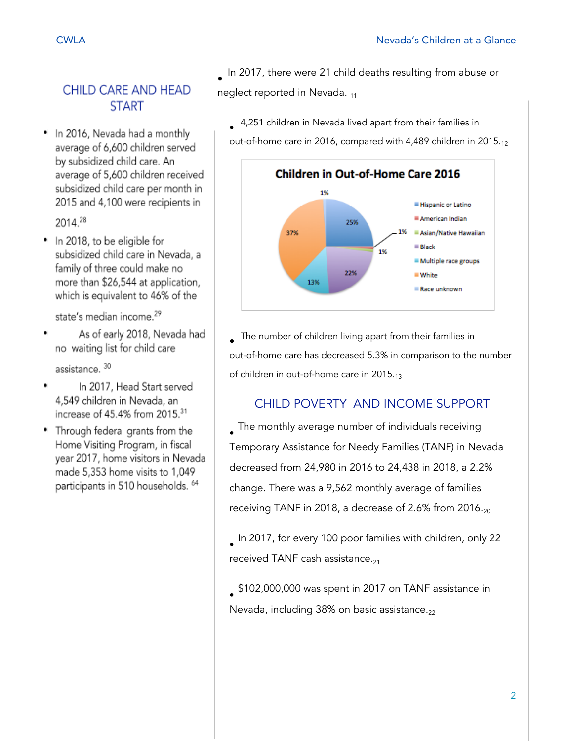## CHILD CARE AND HEAD START

- In 2016, Nevada had a monthly average of 6,600 children served by subsidized child care. An average of 5,600 children received subsidized child care per month in 2015 and 4,100 were recipients in 2014.[28]
- In 2018, to be eligible for subsidized child care in Nevada, a family of three could make no more than $26,544 at application, which is equivalent to 46% of the state's median income.[29]
- As of early 2018, Nevada had no waiting list for child care assistance.[30]
- In 2017, Head Start served 4,549 children in Nevada, an increase of 45.4% from 2015.[31]
- Through federal grants from the Home Visiting Program, in fiscal year 2017, home visitors in Nevada made 5,353 home visits to 1,049 participants in 510 households.[64]

- In 2017, there were 21 child deaths resulting from abuse or neglect reported in Nevada.[11]
- 4,251 children in Nevada lived apart from their families in out-of-home care in 2016, compared with 4,489 children in 2015.[12]

**Children in Out-of-Home Care 2016**

| Race/Ethnicity | Percent |
|---|---|
| Hispanic or Latino | 25% |
| American Indian | 1% |
| Asian/Native Hawaiian | 1% |
| Black | 22% |
| Multiple race groups | 13% |
| White | 37% |
| Race unknown | 1% |

- The number of children living apart from their families in out-of-home care has decreased 5.3% in comparison to the number of children in out-of-home care in 2015.[13]

## CHILD POVERTY AND INCOME SUPPORT

- The monthly average number of individuals receiving Temporary Assistance for Needy Families (TANF) in Nevada decreased from 24,980 in 2016 to 24,438 in 2018, a 2.2% change. There was a 9,562 monthly average of families receiving TANF in 2018, a decrease of 2.6% from 2016.[20]
- In 2017, for every 100 poor families with children, only 22 received TANF cash assistance.[21]
- $102,000,000 was spent in 2017 on TANF assistance in Nevada, including 38% on basic assistance.[22]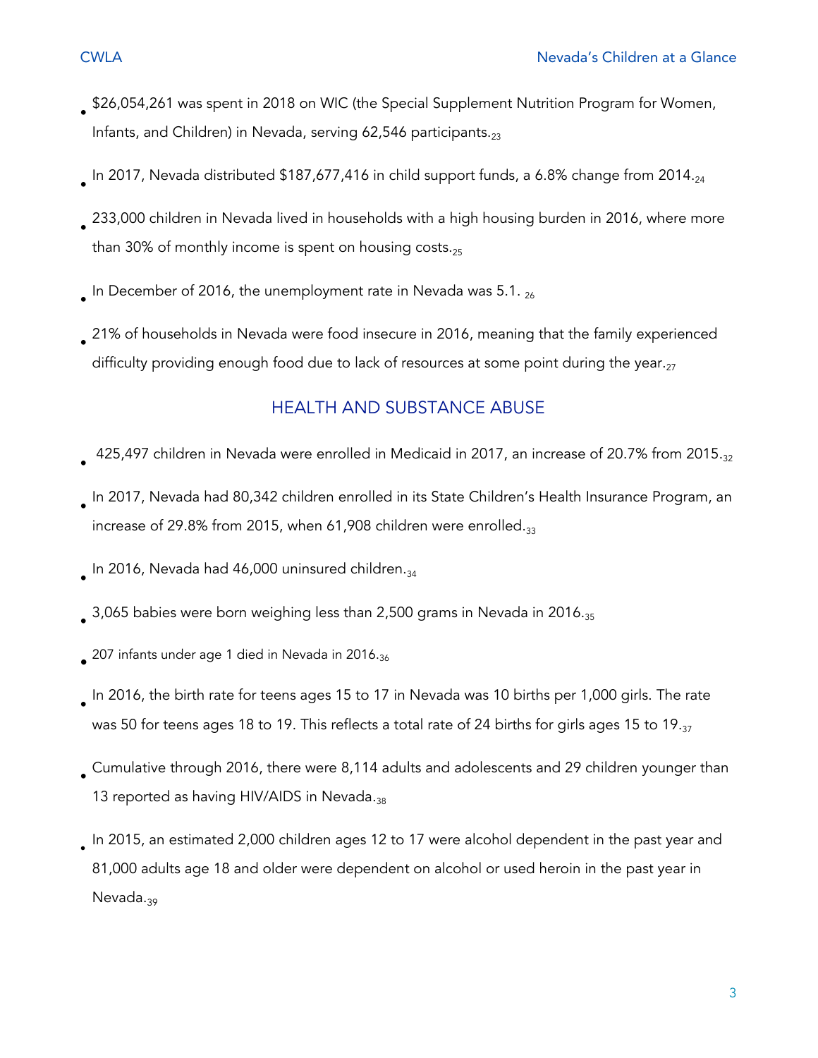- $26,054,261 was spent in 2018 on WIC (the Special Supplement Nutrition Program for Women, Infants, and Children) in Nevada, serving 62,546 participants.[23]
- In 2017, Nevada distributed $187,677,416 in child support funds, a 6.8% change from 2014.[24]
- 233,000 children in Nevada lived in households with a high housing burden in 2016, where more than 30% of monthly income is spent on housing costs.[25]
- In December of 2016, the unemployment rate in Nevada was 5.1. [26]
- 21% of households in Nevada were food insecure in 2016, meaning that the family experienced difficulty providing enough food due to lack of resources at some point during the year.[27]

## HEALTH AND SUBSTANCE ABUSE

- 425,497 children in Nevada were enrolled in Medicaid in 2017, an increase of 20.7% from 2015.[32]
- In 2017, Nevada had 80,342 children enrolled in its State Children's Health Insurance Program, an increase of 29.8% from 2015, when 61,908 children were enrolled.[33]
- In 2016, Nevada had 46,000 uninsured children.[34]
- 3,065 babies were born weighing less than 2,500 grams in Nevada in 2016.[35]
- 207 infants under age 1 died in Nevada in 2016.[36]
- In 2016, the birth rate for teens ages 15 to 17 in Nevada was 10 births per 1,000 girls. The rate was 50 for teens ages 18 to 19. This reflects a total rate of 24 births for girls ages 15 to 19.[37]
- Cumulative through 2016, there were 8,114 adults and adolescents and 29 children younger than 13 reported as having HIV/AIDS in Nevada.[38]
- In 2015, an estimated 2,000 children ages 12 to 17 were alcohol dependent in the past year and 81,000 adults age 18 and older were dependent on alcohol or used heroin in the past year in Nevada.[39]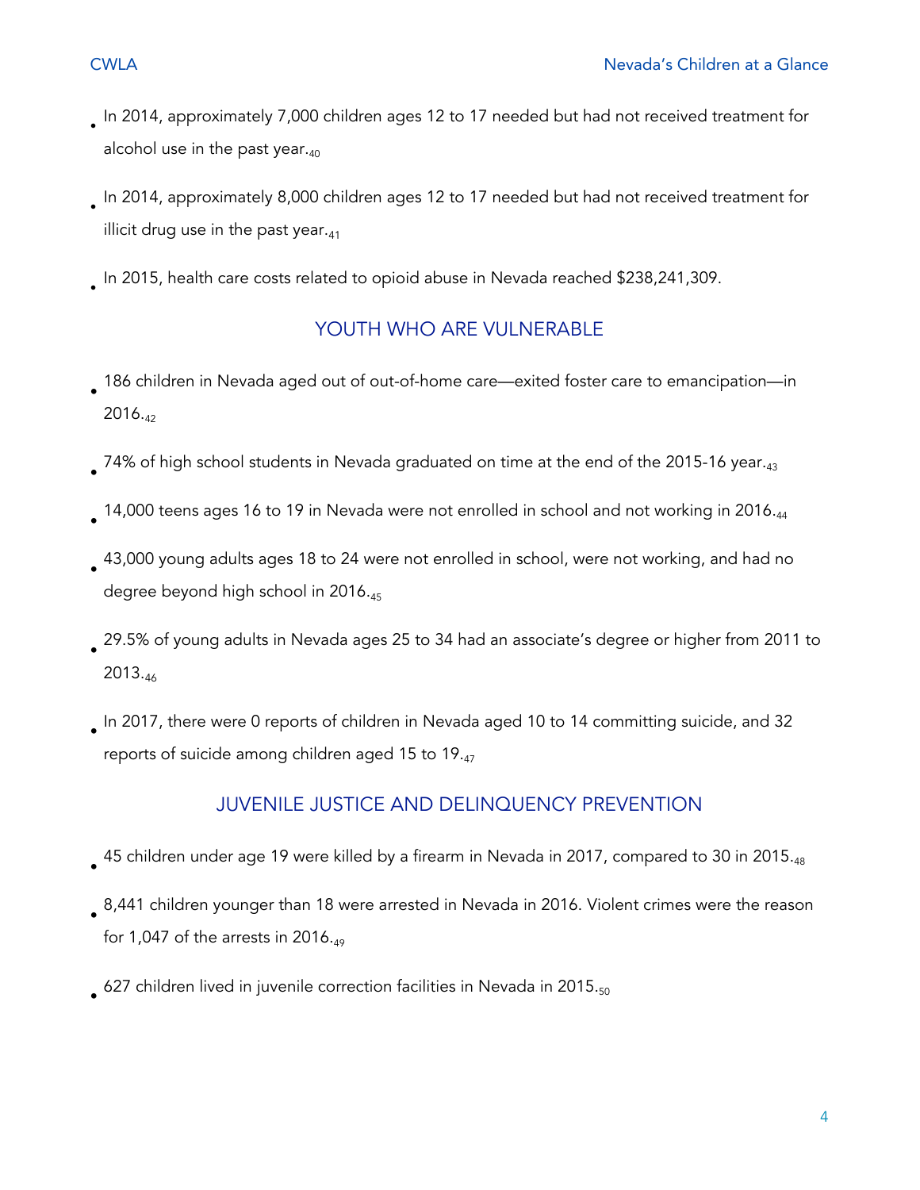- In 2014, approximately 7,000 children ages 12 to 17 needed but had not received treatment for alcohol use in the past year.[40]
- In 2014, approximately 8,000 children ages 12 to 17 needed but had not received treatment for illicit drug use in the past year.[41]
- In 2015, health care costs related to opioid abuse in Nevada reached $238,241,309.

## YOUTH WHO ARE VULNERABLE

- 186 children in Nevada aged out of out-of-home care—exited foster care to emancipation—in 2016.[42]
- 74% of high school students in Nevada graduated on time at the end of the 2015-16 year.[43]
- 14,000 teens ages 16 to 19 in Nevada were not enrolled in school and not working in 2016.[44]
- 43,000 young adults ages 18 to 24 were not enrolled in school, were not working, and had no degree beyond high school in 2016.[45]
- 29.5% of young adults in Nevada ages 25 to 34 had an associate's degree or higher from 2011 to 2013.[46]
- In 2017, there were 0 reports of children in Nevada aged 10 to 14 committing suicide, and 32 reports of suicide among children aged 15 to 19.[47]

## JUVENILE JUSTICE AND DELINQUENCY PREVENTION

- 45 children under age 19 were killed by a firearm in Nevada in 2017, compared to 30 in 2015.[48]
- 8,441 children younger than 18 were arrested in Nevada in 2016. Violent crimes were the reason for 1,047 of the arrests in 2016.[49]
- 627 children lived in juvenile correction facilities in Nevada in 2015.[50]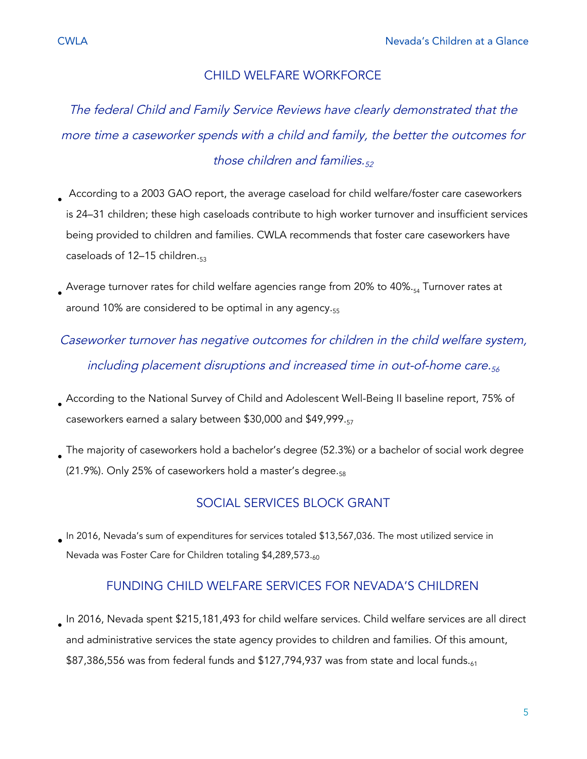## CHILD WELFARE WORKFORCE

*The federal Child and Family Service Reviews have clearly demonstrated that the more time a caseworker spends with a child and family, the better the outcomes for those children and families.*[52]

- According to a 2003 GAO report, the average caseload for child welfare/foster care caseworkers is 24–31 children; these high caseloads contribute to high worker turnover and insufficient services being provided to children and families. CWLA recommends that foster care caseworkers have caseloads of 12–15 children.[53]
- Average turnover rates for child welfare agencies range from 20% to 40%.[54] Turnover rates at around 10% are considered to be optimal in any agency.[55]

*Caseworker turnover has negative outcomes for children in the child welfare system, including placement disruptions and increased time in out-of-home care.*[56]

- According to the National Survey of Child and Adolescent Well-Being II baseline report, 75% of caseworkers earned a salary between $30,000 and $49,999.[57]
- The majority of caseworkers hold a bachelor's degree (52.3%) or a bachelor of social work degree (21.9%). Only 25% of caseworkers hold a master's degree.[58]

## SOCIAL SERVICES BLOCK GRANT

- In 2016, Nevada's sum of expenditures for services totaled $13,567,036. The most utilized service in Nevada was Foster Care for Children totaling $4,289,573.[60]

## FUNDING CHILD WELFARE SERVICES FOR NEVADA'S CHILDREN

- In 2016, Nevada spent $215,181,493 for child welfare services. Child welfare services are all direct and administrative services the state agency provides to children and families. Of this amount, $87,386,556 was from federal funds and $127,794,937 was from state and local funds.[61]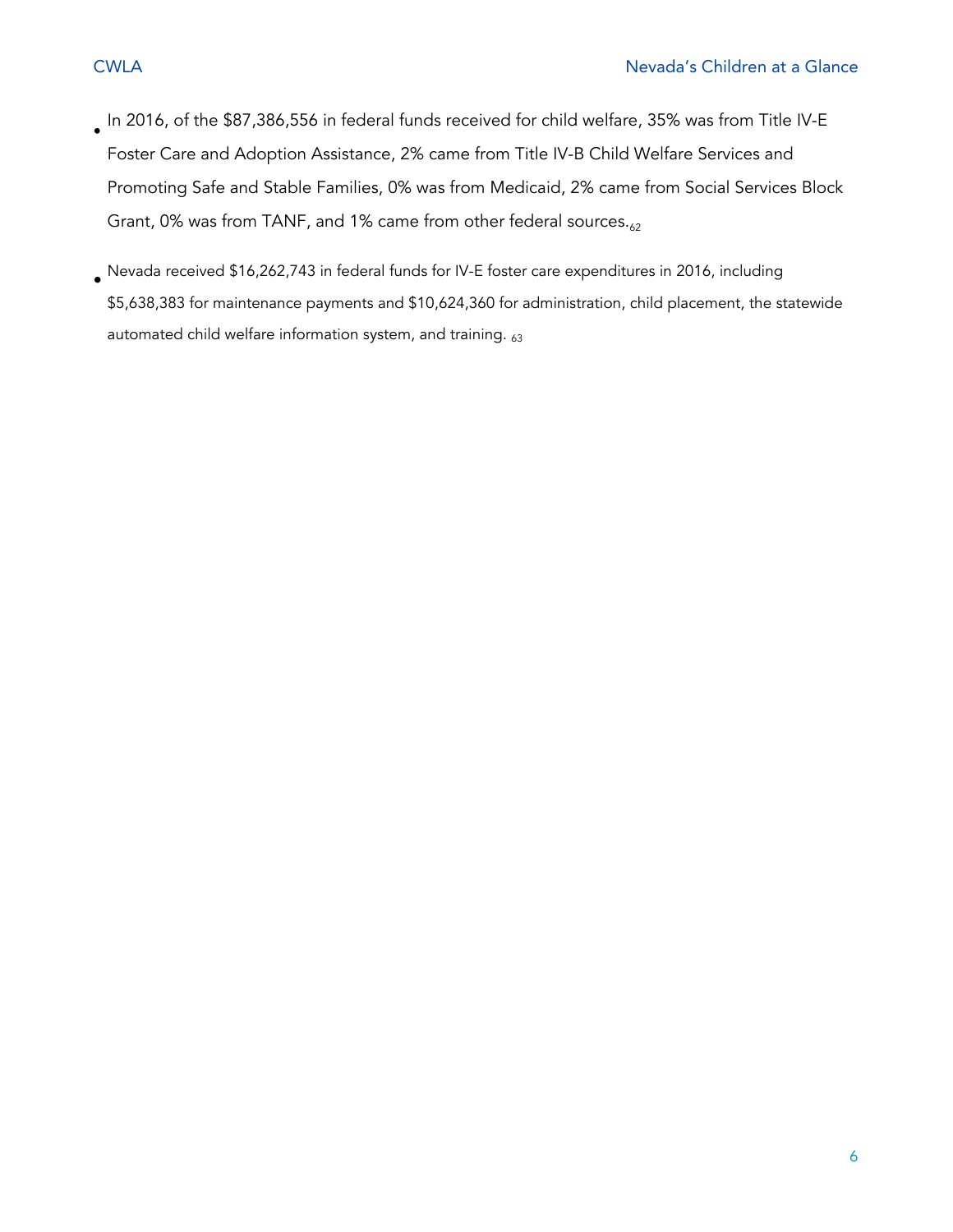- In 2016, of the $87,386,556 in federal funds received for child welfare, 35% was from Title IV-E Foster Care and Adoption Assistance, 2% came from Title IV-B Child Welfare Services and Promoting Safe and Stable Families, 0% was from Medicaid, 2% came from Social Services Block Grant, 0% was from TANF, and 1% came from other federal sources.[62]

- Nevada received $16,262,743 in federal funds for IV-E foster care expenditures in 2016, including $5,638,383 for maintenance payments and $10,624,360 for administration, child placement, the statewide automated child welfare information system, and training. [63]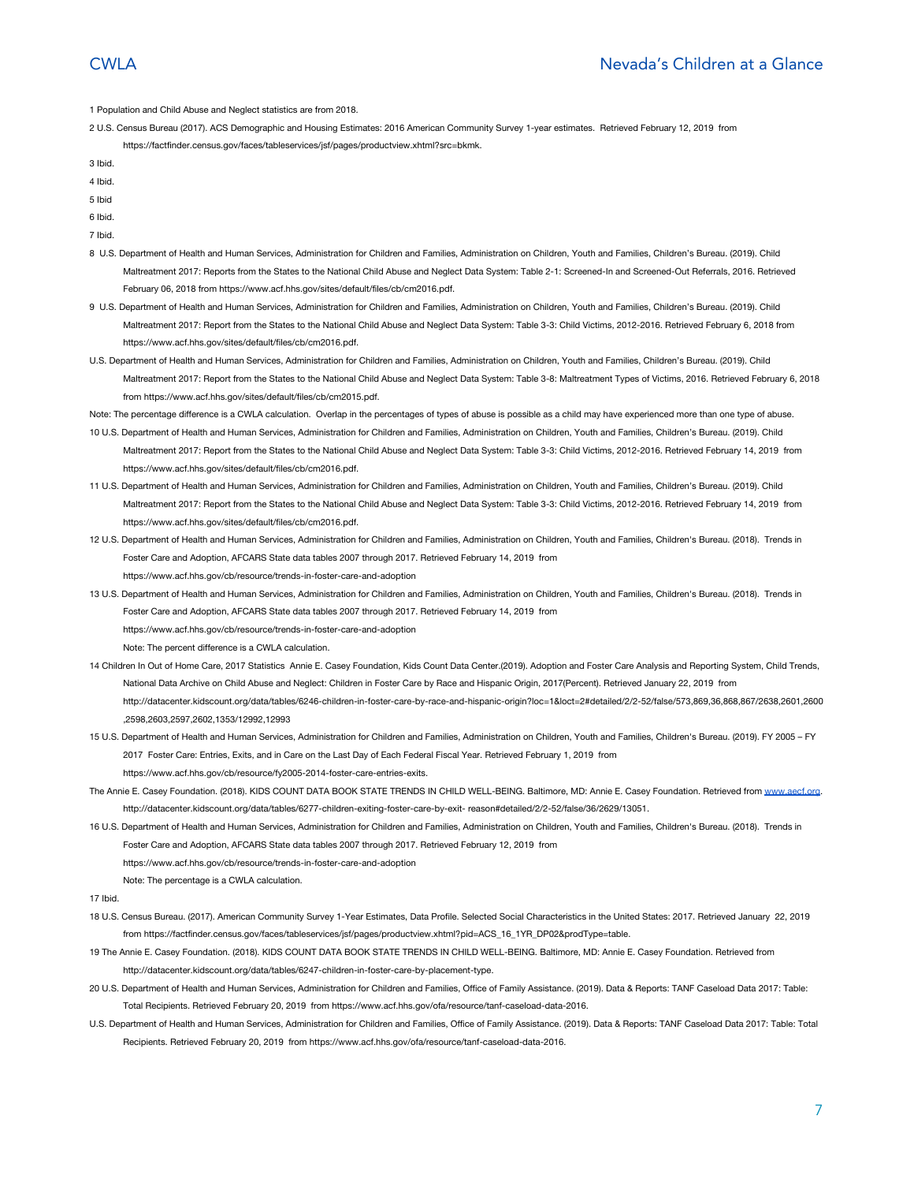1 Population and Child Abuse and Neglect statistics are from 2018.

2 U.S. Census Bureau (2017). ACS Demographic and Housing Estimates: 2016 American Community Survey 1-year estimates. Retrieved February 12, 2019 from https://factfinder.census.gov/faces/tableservices/jsf/pages/productview.xhtml?src=bkmk.

3 Ibid.

4 Ibid.

5 Ibid

6 Ibid.

7 Ibid.

8 U.S. Department of Health and Human Services, Administration for Children and Families, Administration on Children, Youth and Families, Children's Bureau. (2019). Child Maltreatment 2017: Reports from the States to the National Child Abuse and Neglect Data System: Table 2-1: Screened-In and Screened-Out Referrals, 2016. Retrieved February 06, 2018 from https://www.acf.hhs.gov/sites/default/files/cb/cm2016.pdf.

9 U.S. Department of Health and Human Services, Administration for Children and Families, Administration on Children, Youth and Families, Children's Bureau. (2019). Child Maltreatment 2017: Report from the States to the National Child Abuse and Neglect Data System: Table 3-3: Child Victims, 2012-2016. Retrieved February 6, 2018 from https://www.acf.hhs.gov/sites/default/files/cb/cm2016.pdf.

U.S. Department of Health and Human Services, Administration for Children and Families, Administration on Children, Youth and Families, Children's Bureau. (2019). Child Maltreatment 2017: Report from the States to the National Child Abuse and Neglect Data System: Table 3-8: Maltreatment Types of Victims, 2016. Retrieved February 6, 2018 from https://www.acf.hhs.gov/sites/default/files/cb/cm2015.pdf.

Note: The percentage difference is a CWLA calculation. Overlap in the percentages of types of abuse is possible as a child may have experienced more than one type of abuse.

10 U.S. Department of Health and Human Services, Administration for Children and Families, Administration on Children, Youth and Families, Children's Bureau. (2019). Child Maltreatment 2017: Report from the States to the National Child Abuse and Neglect Data System: Table 3-3: Child Victims, 2012-2016. Retrieved February 14, 2019 from https://www.acf.hhs.gov/sites/default/files/cb/cm2016.pdf.

11 U.S. Department of Health and Human Services, Administration for Children and Families, Administration on Children, Youth and Families, Children's Bureau. (2019). Child Maltreatment 2017: Report from the States to the National Child Abuse and Neglect Data System: Table 3-3: Child Victims, 2012-2016. Retrieved February 14, 2019 from https://www.acf.hhs.gov/sites/default/files/cb/cm2016.pdf.

12 U.S. Department of Health and Human Services, Administration for Children and Families, Administration on Children, Youth and Families, Children's Bureau. (2018). Trends in Foster Care and Adoption, AFCARS State data tables 2007 through 2017. Retrieved February 14, 2019 from https://www.acf.hhs.gov/cb/resource/trends-in-foster-care-and-adoption

13 U.S. Department of Health and Human Services, Administration for Children and Families, Administration on Children, Youth and Families, Children's Bureau. (2018). Trends in Foster Care and Adoption, AFCARS State data tables 2007 through 2017. Retrieved February 14, 2019 from https://www.acf.hhs.gov/cb/resource/trends-in-foster-care-and-adoption

Note: The percent difference is a CWLA calculation.

14 Children In Out of Home Care, 2017 Statistics Annie E. Casey Foundation, Kids Count Data Center.(2019). Adoption and Foster Care Analysis and Reporting System, Child Trends, National Data Archive on Child Abuse and Neglect: Children in Foster Care by Race and Hispanic Origin, 2017(Percent). Retrieved January 22, 2019 from http://datacenter.kidscount.org/data/tables/6246-children-in-foster-care-by-race-and-hispanic-origin?loc=1&loct=2#detailed/2/2-52/false/573,869,36,868,867/2638,2601,2600,2598,2603,2597,2602,1353/12992,12993

15 U.S. Department of Health and Human Services, Administration for Children and Families, Administration on Children, Youth and Families, Children's Bureau. (2019). FY 2005 – FY 2017 Foster Care: Entries, Exits, and in Care on the Last Day of Each Federal Fiscal Year. Retrieved February 1, 2019 from https://www.acf.hhs.gov/cb/resource/fy2005-2014-foster-care-entries-exits.

The Annie E. Casey Foundation. (2018). KIDS COUNT DATA BOOK STATE TRENDS IN CHILD WELL-BEING. Baltimore, MD: Annie E. Casey Foundation. Retrieved from www.aecf.org. http://datacenter.kidscount.org/data/tables/6277-children-exiting-foster-care-by-exit- reason#detailed/2/2-52/false/36/2629/13051.

16 U.S. Department of Health and Human Services, Administration for Children and Families, Administration on Children, Youth and Families, Children's Bureau. (2018). Trends in Foster Care and Adoption, AFCARS State data tables 2007 through 2017. Retrieved February 12, 2019 from https://www.acf.hhs.gov/cb/resource/trends-in-foster-care-and-adoption

Note: The percentage is a CWLA calculation.

17 Ibid.

18 U.S. Census Bureau. (2017). American Community Survey 1-Year Estimates, Data Profile. Selected Social Characteristics in the United States: 2017. Retrieved January 22, 2019 from https://factfinder.census.gov/faces/tableservices/jsf/pages/productview.xhtml?pid=ACS_16_1YR_DP02&prodType=table.

19 The Annie E. Casey Foundation. (2018). KIDS COUNT DATA BOOK STATE TRENDS IN CHILD WELL-BEING. Baltimore, MD: Annie E. Casey Foundation. Retrieved from http://datacenter.kidscount.org/data/tables/6247-children-in-foster-care-by-placement-type.

20 U.S. Department of Health and Human Services, Administration for Children and Families, Office of Family Assistance. (2019). Data & Reports: TANF Caseload Data 2017: Table: Total Recipients. Retrieved February 20, 2019 from https://www.acf.hhs.gov/ofa/resource/tanf-caseload-data-2016.

U.S. Department of Health and Human Services, Administration for Children and Families, Office of Family Assistance. (2019). Data & Reports: TANF Caseload Data 2017: Table: Total Recipients. Retrieved February 20, 2019 from https://www.acf.hhs.gov/ofa/resource/tanf-caseload-data-2016.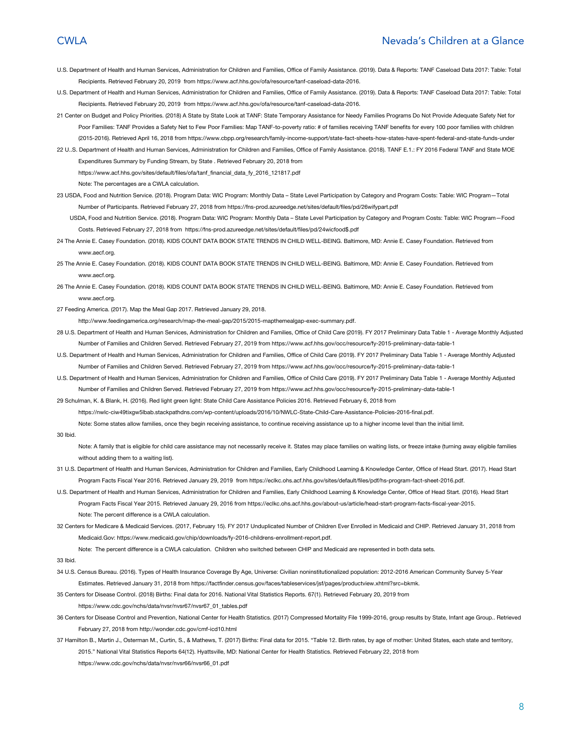U.S. Department of Health and Human Services, Administration for Children and Families, Office of Family Assistance. (2019). Data & Reports: TANF Caseload Data 2017: Table: Total Recipients. Retrieved February 20, 2019 from https://www.acf.hhs.gov/ofa/resource/tanf-caseload-data-2016.

U.S. Department of Health and Human Services, Administration for Children and Families, Office of Family Assistance. (2019). Data & Reports: TANF Caseload Data 2017: Table: Total Recipients. Retrieved February 20, 2019 from https://www.acf.hhs.gov/ofa/resource/tanf-caseload-data-2016.

21 Center on Budget and Policy Priorities. (2018) A State by State Look at TANF: State Temporary Assistance for Needy Families Programs Do Not Provide Adequate Safety Net for Poor Families: TANF Provides a Safety Net to Few Poor Families: Map TANF-to-poverty ratio: # of families receiving TANF benefits for every 100 poor families with children (2015-2016). Retrieved April 16, 2018 from https://www.cbpp.org/research/family-income-support/state-fact-sheets-how-states-have-spent-federal-and-state-funds-under

22 U..S. Department of Health and Human Services, Administration for Children and Families, Office of Family Assistance. (2018). TANF E.1.: FY 2016 Federal TANF and State MOE Expenditures Summary by Funding Stream, by State . Retrieved February 20, 2018 from https://www.acf.hhs.gov/sites/default/files/ofa/tanf_financial_data_fy_2016_121817.pdf

Note: The percentages are a CWLA calculation.

23 USDA, Food and Nutrition Service. (2018). Program Data: WIC Program: Monthly Data – State Level Participation by Category and Program Costs: Table: WIC Program—Total Number of Participants. Retrieved February 27, 2018 from https://fns-prod.azureedge.net/sites/default/files/pd/26wifypart.pdf

USDA, Food and Nutrition Service. (2018). Program Data: WIC Program: Monthly Data – State Level Participation by Category and Program Costs: Table: WIC Program—Food Costs. Retrieved February 27, 2018 from https://fns-prod.azureedge.net/sites/default/files/pd/24wicfood$.pdf

24 The Annie E. Casey Foundation. (2018). KIDS COUNT DATA BOOK STATE TRENDS IN CHILD WELL-BEING. Baltimore, MD: Annie E. Casey Foundation. Retrieved from www.aecf.org.

25 The Annie E. Casey Foundation. (2018). KIDS COUNT DATA BOOK STATE TRENDS IN CHILD WELL-BEING. Baltimore, MD: Annie E. Casey Foundation. Retrieved from www.aecf.org.

26 The Annie E. Casey Foundation. (2018). KIDS COUNT DATA BOOK STATE TRENDS IN CHILD WELL-BEING. Baltimore, MD: Annie E. Casey Foundation. Retrieved from www.aecf.org.

27 Feeding America. (2017). Map the Meal Gap 2017. Retrieved January 29, 2018. http://www.feedingamerica.org/research/map-the-meal-gap/2015/2015-mapthemealgap-exec-summary.pdf.

28 U.S. Department of Health and Human Services, Administration for Children and Families, Office of Child Care (2019). FY 2017 Preliminary Data Table 1 - Average Monthly Adjusted Number of Families and Children Served. Retrieved February 27, 2019 from https://www.acf.hhs.gov/occ/resource/fy-2015-preliminary-data-table-1

U.S. Department of Health and Human Services, Administration for Children and Families, Office of Child Care (2019). FY 2017 Preliminary Data Table 1 - Average Monthly Adjusted Number of Families and Children Served. Retrieved February 27, 2019 from https://www.acf.hhs.gov/occ/resource/fy-2015-preliminary-data-table-1

U.S. Department of Health and Human Services, Administration for Children and Families, Office of Child Care (2019). FY 2017 Preliminary Data Table 1 - Average Monthly Adjusted Number of Families and Children Served. Retrieved February 27, 2019 from https://www.acf.hhs.gov/occ/resource/fy-2015-preliminary-data-table-1

29 Schulman, K. & Blank, H. (2016). Red light green light: State Child Care Assistance Policies 2016. Retrieved February 6, 2018 from https://nwlc-ciw49tixgw5lbab.stackpathdns.com/wp-content/uploads/2016/10/NWLC-State-Child-Care-Assistance-Policies-2016-final.pdf.

Note: Some states allow families, once they begin receiving assistance, to continue receiving assistance up to a higher income level than the initial limit.

30 Ibid.

Note: A family that is eligible for child care assistance may not necessarily receive it. States may place families on waiting lists, or freeze intake (turning away eligible families without adding them to a waiting list).

31 U.S. Department of Health and Human Services, Administration for Children and Families, Early Childhood Learning & Knowledge Center, Office of Head Start. (2017). Head Start Program Facts Fiscal Year 2016. Retrieved January 29, 2019 from https://eclkc.ohs.acf.hhs.gov/sites/default/files/pdf/hs-program-fact-sheet-2016.pdf.

U.S. Department of Health and Human Services, Administration for Children and Families, Early Childhood Learning & Knowledge Center, Office of Head Start. (2016). Head Start Program Facts Fiscal Year 2015. Retrieved January 29, 2016 from https://eclkc.ohs.acf.hhs.gov/about-us/article/head-start-program-facts-fiscal-year-2015.

Note: The percent difference is a CWLA calculation.

32 Centers for Medicare & Medicaid Services. (2017, February 15). FY 2017 Unduplicated Number of Children Ever Enrolled in Medicaid and CHIP. Retrieved January 31, 2018 from Medicaid.Gov: https://www.medicaid.gov/chip/downloads/fy-2016-childrens-enrollment-report.pdf.

Note: The percent difference is a CWLA calculation. Children who switched between CHIP and Medicaid are represented in both data sets.

33 Ibid.

34 U.S. Census Bureau. (2016). Types of Health Insurance Coverage By Age, Universe: Civilian noninstitutionalized population: 2012-2016 American Community Survey 5-Year Estimates. Retrieved January 31, 2018 from https://factfinder.census.gov/faces/tableservices/jsf/pages/productview.xhtml?src=bkmk.

35 Centers for Disease Control. (2018) Births: Final data for 2016. National Vital Statistics Reports. 67(1). Retrieved February 20, 2019 from https://www.cdc.gov/nchs/data/nvsr/nvsr67/nvsr67_01_tables.pdf

36 Centers for Disease Control and Prevention, National Center for Health Statistics. (2017) Compressed Mortality File 1999-2016, group results by State, Infant age Group.. Retrieved February 27, 2018 from http://wonder.cdc.gov/cmf-icd10.html

37 Hamilton B., Martin J., Osterman M., Curtin, S., & Mathews, T. (2017) Births: Final data for 2015. "Table 12. Birth rates, by age of mother: United States, each state and territory, 2015." National Vital Statistics Reports 64(12). Hyattsville, MD: National Center for Health Statistics. Retrieved February 22, 2018 from https://www.cdc.gov/nchs/data/nvsr/nvsr66/nvsr66_01.pdf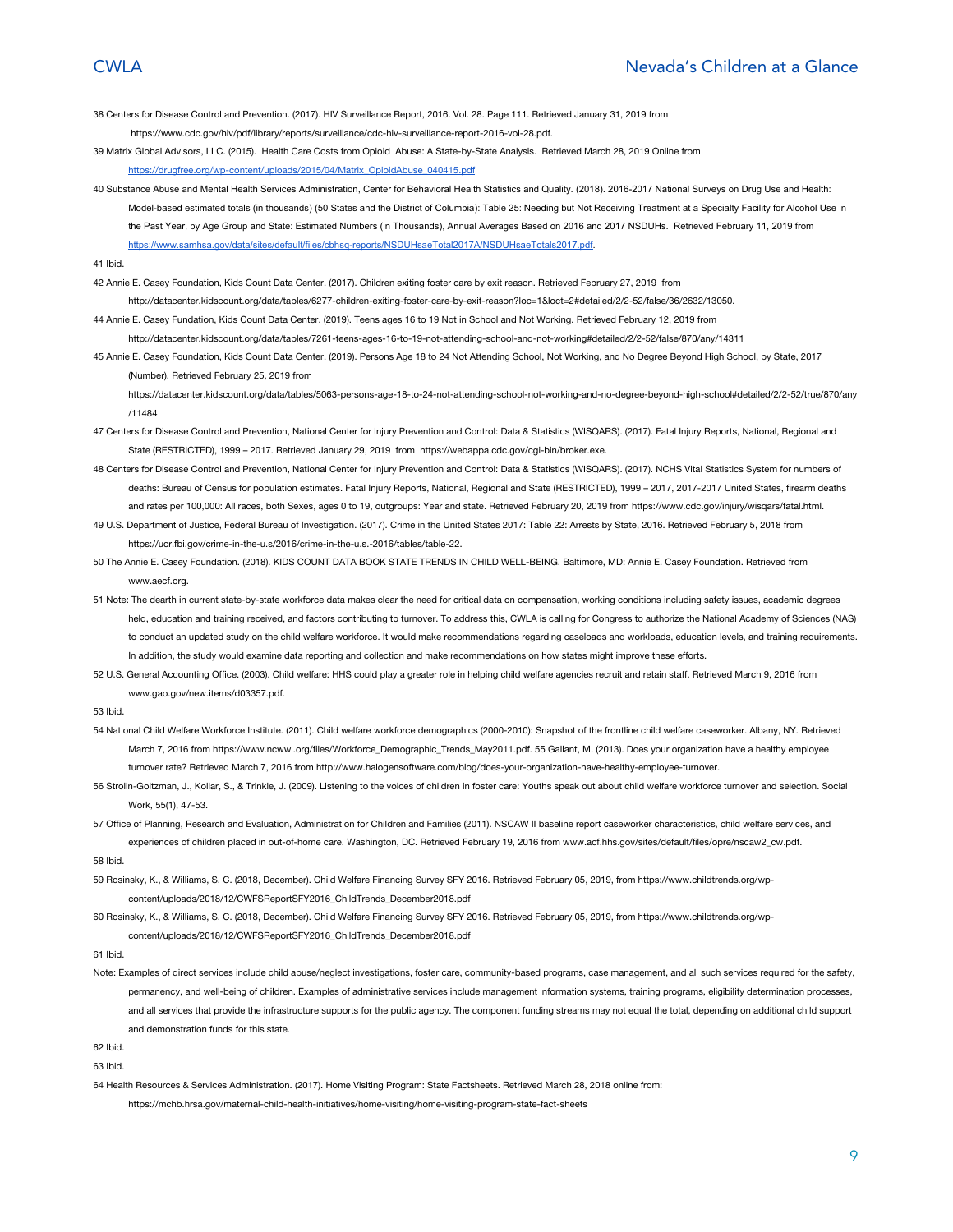38 Centers for Disease Control and Prevention. (2017). HIV Surveillance Report, 2016. Vol. 28. Page 111. Retrieved January 31, 2019 from https://www.cdc.gov/hiv/pdf/library/reports/surveillance/cdc-hiv-surveillance-report-2016-vol-28.pdf.

39 Matrix Global Advisors, LLC. (2015). Health Care Costs from Opioid Abuse: A State-by-State Analysis. Retrieved March 28, 2019 Online from https://drugfree.org/wp-content/uploads/2015/04/Matrix_OpioidAbuse_040415.pdf

40 Substance Abuse and Mental Health Services Administration, Center for Behavioral Health Statistics and Quality. (2018). 2016-2017 National Surveys on Drug Use and Health: Model-based estimated totals (in thousands) (50 States and the District of Columbia): Table 25: Needing but Not Receiving Treatment at a Specialty Facility for Alcohol Use in the Past Year, by Age Group and State: Estimated Numbers (in Thousands), Annual Averages Based on 2016 and 2017 NSDUHs. Retrieved February 11, 2019 from https://www.samhsa.gov/data/sites/default/files/cbhsq-reports/NSDUHsaeTotal2017A/NSDUHsaeTotals2017.pdf.

41 Ibid.

42 Annie E. Casey Foundation, Kids Count Data Center. (2017). Children exiting foster care by exit reason. Retrieved February 27, 2019 from http://datacenter.kidscount.org/data/tables/6277-children-exiting-foster-care-by-exit-reason?loc=1&loct=2#detailed/2/2-52/false/36/2632/13050.

44 Annie E. Casey Fundation, Kids Count Data Center. (2019). Teens ages 16 to 19 Not in School and Not Working. Retrieved February 12, 2019 from http://datacenter.kidscount.org/data/tables/7261-teens-ages-16-to-19-not-attending-school-and-not-working#detailed/2/2-52/false/870/any/14311

45 Annie E. Casey Foundation, Kids Count Data Center. (2019). Persons Age 18 to 24 Not Attending School, Not Working, and No Degree Beyond High School, by State, 2017 (Number). Retrieved February 25, 2019 from https://datacenter.kidscount.org/data/tables/5063-persons-age-18-to-24-not-attending-school-not-working-and-no-degree-beyond-high-school#detailed/2/2-52/true/870/any/11484

47 Centers for Disease Control and Prevention, National Center for Injury Prevention and Control: Data & Statistics (WISQARS). (2017). Fatal Injury Reports, National, Regional and State (RESTRICTED), 1999 – 2017. Retrieved January 29, 2019 from https://webappa.cdc.gov/cgi-bin/broker.exe.

48 Centers for Disease Control and Prevention, National Center for Injury Prevention and Control: Data & Statistics (WISQARS). (2017). NCHS Vital Statistics System for numbers of deaths: Bureau of Census for population estimates. Fatal Injury Reports, National, Regional and State (RESTRICTED), 1999 – 2017, 2017-2017 United States, firearm deaths and rates per 100,000: All races, both Sexes, ages 0 to 19, outgroups: Year and state. Retrieved February 20, 2019 from https://www.cdc.gov/injury/wisqars/fatal.html.

49 U.S. Department of Justice, Federal Bureau of Investigation. (2017). Crime in the United States 2017: Table 22: Arrests by State, 2016. Retrieved February 5, 2018 from https://ucr.fbi.gov/crime-in-the-u.s/2016/crime-in-the-u.s.-2016/tables/table-22.

50 The Annie E. Casey Foundation. (2018). KIDS COUNT DATA BOOK STATE TRENDS IN CHILD WELL-BEING. Baltimore, MD: Annie E. Casey Foundation. Retrieved from www.aecf.org.

51 Note: The dearth in current state-by-state workforce data makes clear the need for critical data on compensation, working conditions including safety issues, academic degrees held, education and training received, and factors contributing to turnover. To address this, CWLA is calling for Congress to authorize the National Academy of Sciences (NAS) to conduct an updated study on the child welfare workforce. It would make recommendations regarding caseloads and workloads, education levels, and training requirements. In addition, the study would examine data reporting and collection and make recommendations on how states might improve these efforts.

52 U.S. General Accounting Office. (2003). Child welfare: HHS could play a greater role in helping child welfare agencies recruit and retain staff. Retrieved March 9, 2016 from www.gao.gov/new.items/d03357.pdf.

53 Ibid.

54 National Child Welfare Workforce Institute. (2011). Child welfare workforce demographics (2000-2010): Snapshot of the frontline child welfare caseworker. Albany, NY. Retrieved March 7, 2016 from https://www.ncwwi.org/files/Workforce_Demographic_Trends_May2011.pdf. 55 Gallant, M. (2013). Does your organization have a healthy employee turnover rate? Retrieved March 7, 2016 from http://www.halogensoftware.com/blog/does-your-organization-have-healthy-employee-turnover.

56 Strolin-Goltzman, J., Kollar, S., & Trinkle, J. (2009). Listening to the voices of children in foster care: Youths speak out about child welfare workforce turnover and selection. Social Work, 55(1), 47-53.

57 Office of Planning, Research and Evaluation, Administration for Children and Families (2011). NSCAW II baseline report caseworker characteristics, child welfare services, and experiences of children placed in out-of-home care. Washington, DC. Retrieved February 19, 2016 from www.acf.hhs.gov/sites/default/files/opre/nscaw2_cw.pdf.

58 Ibid.

59 Rosinsky, K., & Williams, S. C. (2018, December). Child Welfare Financing Survey SFY 2016. Retrieved February 05, 2019, from https://www.childtrends.org/wp-content/uploads/2018/12/CWFSReportSFY2016_ChildTrends_December2018.pdf

60 Rosinsky, K., & Williams, S. C. (2018, December). Child Welfare Financing Survey SFY 2016. Retrieved February 05, 2019, from https://www.childtrends.org/wp-content/uploads/2018/12/CWFSReportSFY2016_ChildTrends_December2018.pdf

61 Ibid.

Note: Examples of direct services include child abuse/neglect investigations, foster care, community-based programs, case management, and all such services required for the safety, permanency, and well-being of children. Examples of administrative services include management information systems, training programs, eligibility determination processes, and all services that provide the infrastructure supports for the public agency. The component funding streams may not equal the total, depending on additional child support and demonstration funds for this state.

62 Ibid.

63 Ibid.

64 Health Resources & Services Administration. (2017). Home Visiting Program: State Factsheets. Retrieved March 28, 2018 online from: https://mchb.hrsa.gov/maternal-child-health-initiatives/home-visiting/home-visiting-program-state-fact-sheets